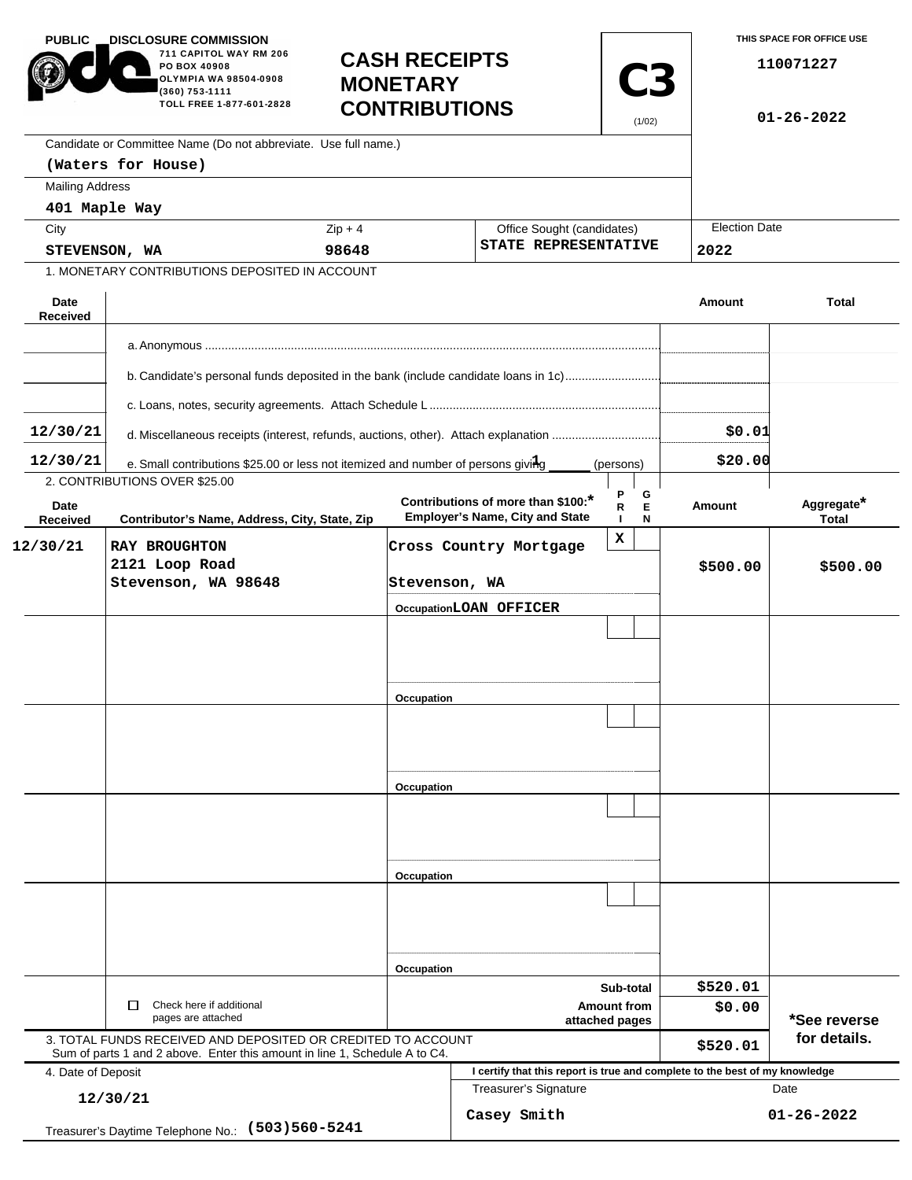PUBLIC DISCLOSURE COMMISSION
711 CAPITOL WAY RM 206
PO BOX 40908
OLYMPIA WA 98504-0908
(360) 753-1111
TOLL FREE 1-877-601-2828

# CASH RECEIPTS MONETARY CONTRIBUTIONS

**C3** (1/02)

THIS SPACE FOR OFFICE USE
110071227
01-26-2022

Candidate or Committee Name (Do not abbreviate. Use full name.)
**(Waters for House)**

Mailing Address
**401 Maple Way**

| City | Zip + 4 | Office Sought (candidates) | Election Date |
|---|---|---|---|
| STEVENSON, WA | 98648 | STATE REPRESENTATIVE | 2022 |

1. MONETARY CONTRIBUTIONS DEPOSITED IN ACCOUNT

| Date Received | | Amount | Total |
|---|---|---|---|
| | a. Anonymous | | |
| | b. Candidate's personal funds deposited in the bank (include candidate loans in 1c) | | |
| | c. Loans, notes, security agreements. Attach Schedule L | | |
| 12/30/21 | d. Miscellaneous receipts (interest, refunds, auctions, other). Attach explanation | $0.01 | |
| 12/30/21 | e. Small contributions $25.00 or less not itemized and number of persons giving 1 (persons) | $20.00 | |

2. CONTRIBUTIONS OVER $25.00

| Date Received | Contributor's Name, Address, City, State, Zip | Contributions of more than $100:* Employer's Name, City and State | PRI | GEN | Amount | Aggregate* Total |
|---|---|---|---|---|---|---|
| 12/30/21 | RAY BROUGHTON 2121 Loop Road Stevenson, WA 98648 | Cross Country Mortgage Stevenson, WA Occupation LOAN OFFICER | X | | $500.00 | $500.00 |
| | | Occupation | | | | |
| | | Occupation | | | | |
| | | Occupation | | | | |
| | | Occupation | | | | |

| | | |
|---|---|---|
| ☐ Check here if additional pages are attached | Sub-total | $520.01 |
| | Amount from attached pages | $0.00 |

*See reverse for details.

3. TOTAL FUNDS RECEIVED AND DEPOSITED OR CREDITED TO ACCOUNT
Sum of parts 1 and 2 above. Enter this amount in line 1, Schedule A to C4. **$520.01**

4. Date of Deposit
**12/30/21**

Treasurer's Daytime Telephone No.: **(503)560-5241**

I certify that this report is true and complete to the best of my knowledge

| Treasurer's Signature | Date |
|---|---|
| Casey Smith | 01-26-2022 |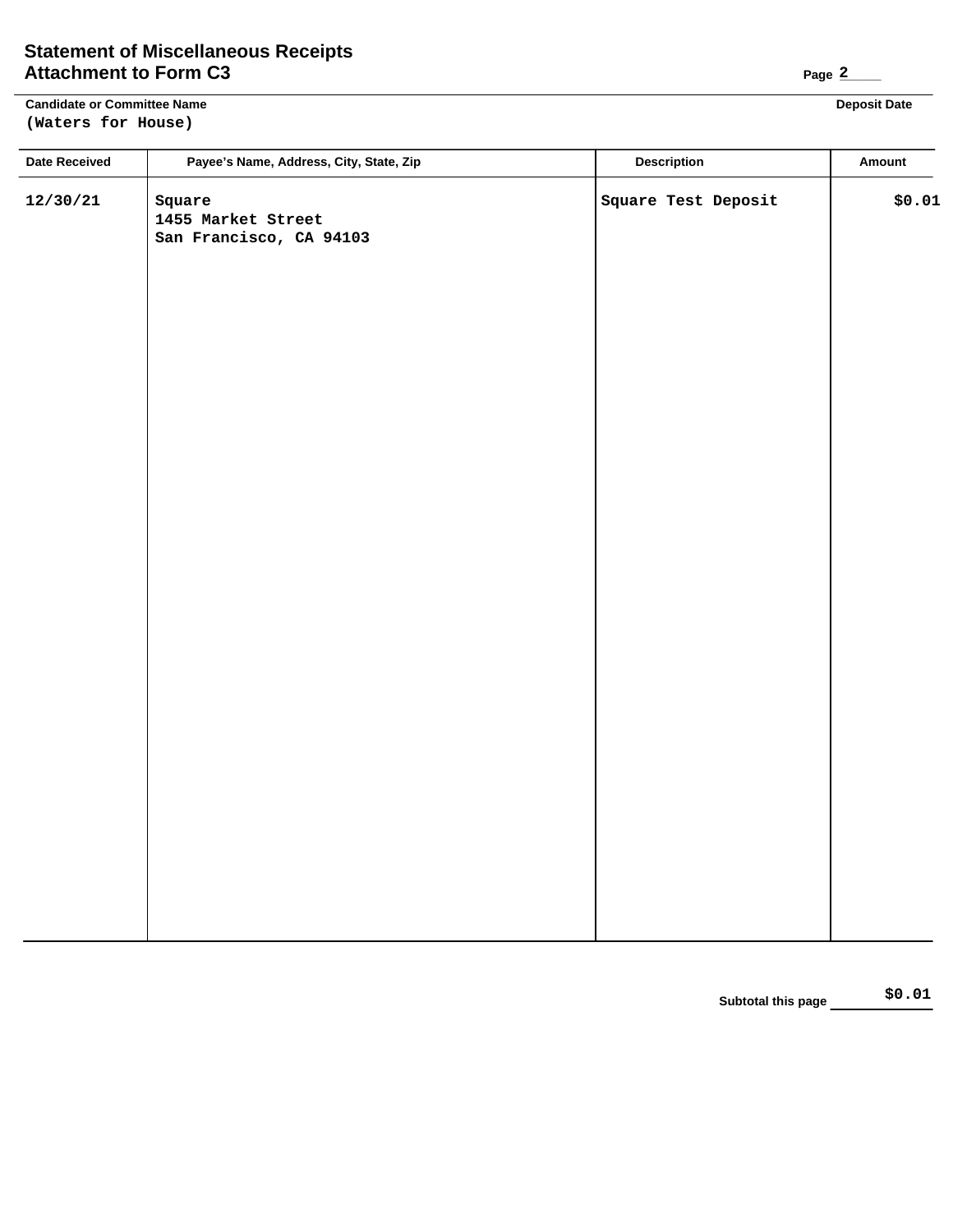**Statement of Miscellaneous Receipts**
**Attachment to Form C3**

Page 2

**Candidate or Committee Name**
(Waters for House)

**Deposit Date**

| Date Received | Payee's Name, Address, City, State, Zip | Description | Amount |
|---|---|---|---|
| 12/30/21 | Square<br>1455 Market Street<br>San Francisco, CA 94103 | Square Test Deposit | $0.01 |

Subtotal this page $0.01